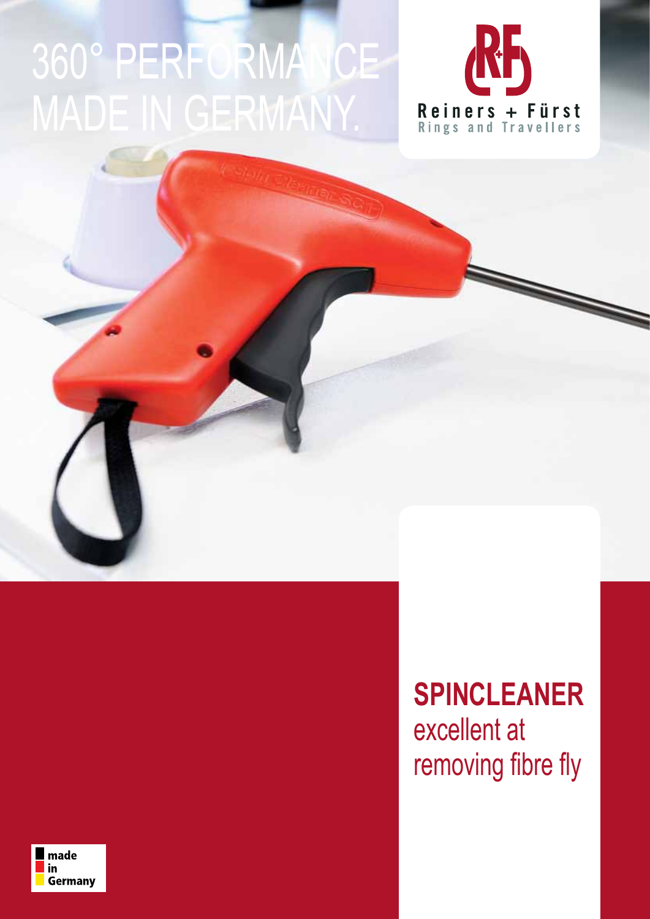# 360° PERFORMANCE MADE IN GERMANY.

Reiners + Fürst
Rings and Travellers

## SPINCLEANER
excellent at removing fibre fly

made in Germany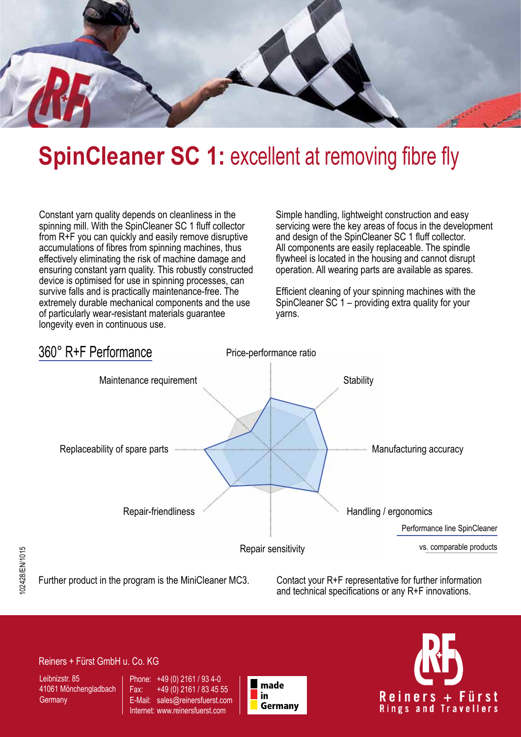# SpinCleaner SC 1: excellent at removing fibre fly

Constant yarn quality depends on cleanliness in the spinning mill. With the SpinCleaner SC 1 fluff collector from R+F you can quickly and easily remove disruptive accumulations of fibres from spinning machines, thus effectively eliminating the risk of machine damage and ensuring constant yarn quality. This robustly constructed device is optimised for use in spinning processes, can survive falls and is practically maintenance-free. The extremely durable mechanical components and the use of particularly wear-resistant materials guarantee longevity even in continuous use.

Simple handling, lightweight construction and easy servicing were the key areas of focus in the development and design of the SpinCleaner SC 1 fluff collector. All components are easily replaceable. The spindle flywheel is located in the housing and cannot disrupt operation. All wearing parts are available as spares.

Efficient cleaning of your spinning machines with the SpinCleaner SC 1 – providing extra quality for your yarns.

## 360° R+F Performance

Price-performance ratio

Stability

Manufacturing accuracy

Handling / ergonomics

Repair sensitivity

Repair-friendliness

Replaceability of spare parts

Maintenance requirement

Performance line SpinCleaner

vs. comparable products

Further product in the program is the MiniCleaner MC3.

Contact your R+F representative for further information and technical specifications or any R+F innovations.

102428/EN/1015

Reiners + Fürst GmbH u. Co. KG

Leibnizstr. 85
41061 Mönchengladbach
Germany

Phone: +49 (0) 2161 / 93 4-0
Fax: +49 (0) 2161 / 83 45 55
E-Mail: sales@reinersfuerst.com
Internet: www.reinersfuerst.com

made in Germany

Reiners + Fürst
Rings and Travellers